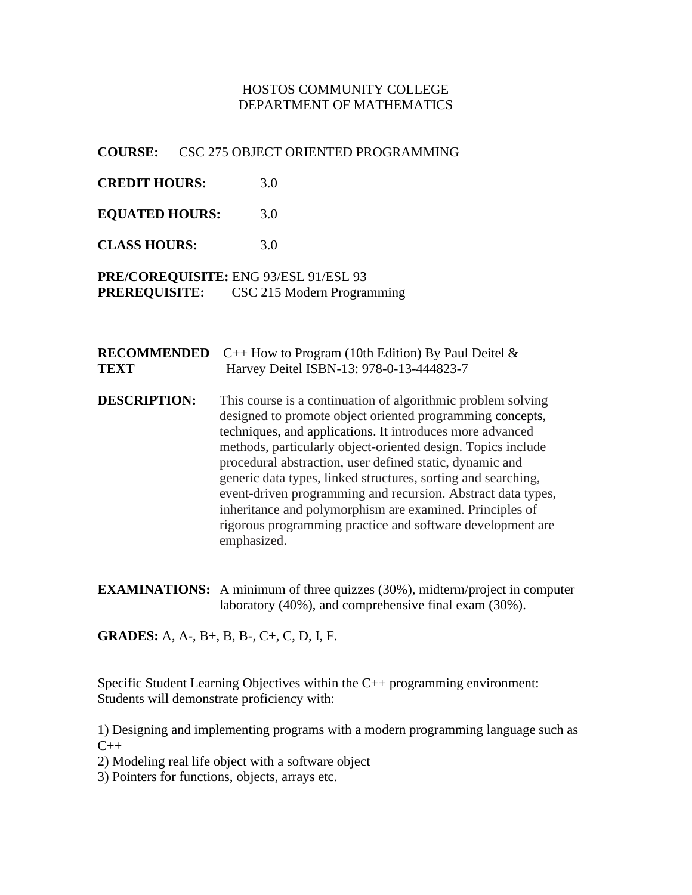HOSTOS COMMUNITY COLLEGE
DEPARTMENT OF MATHEMATICS

**COURSE:** CSC 275 OBJECT ORIENTED PROGRAMMING

**CREDIT HOURS:** 3.0

**EQUATED HOURS:** 3.0

**CLASS HOURS:** 3.0

**PRE/COREQUISITE:** ENG 93/ESL 91/ESL 93
**PREREQUISITE:** CSC 215 Modern Programming

**RECOMMENDED TEXT** C++ How to Program (10th Edition) By Paul Deitel & Harvey Deitel ISBN-13: 978-0-13-444823-7

**DESCRIPTION:** This course is a continuation of algorithmic problem solving designed to promote object oriented programming concepts, techniques, and applications. It introduces more advanced methods, particularly object-oriented design. Topics include procedural abstraction, user defined static, dynamic and generic data types, linked structures, sorting and searching, event-driven programming and recursion. Abstract data types, inheritance and polymorphism are examined. Principles of rigorous programming practice and software development are emphasized.

**EXAMINATIONS:** A minimum of three quizzes (30%), midterm/project in computer laboratory (40%), and comprehensive final exam (30%).

**GRADES:** A, A-, B+, B, B-, C+, C, D, I, F.

Specific Student Learning Objectives within the C++ programming environment:
Students will demonstrate proficiency with:

1) Designing and implementing programs with a modern programming language such as C++
2) Modeling real life object with a software object
3) Pointers for functions, objects, arrays etc.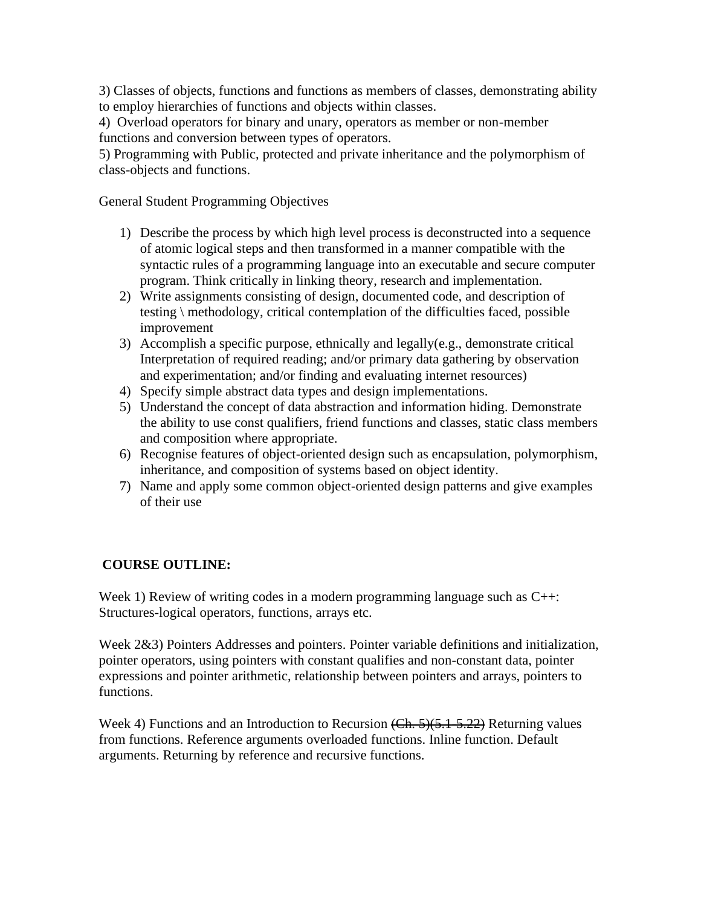3) Classes of objects, functions and functions as members of classes, demonstrating ability to employ hierarchies of functions and objects within classes.
4) Overload operators for binary and unary, operators as member or non-member functions and conversion between types of operators.
5) Programming with Public, protected and private inheritance and the polymorphism of class-objects and functions.

General Student Programming Objectives

1) Describe the process by which high level process is deconstructed into a sequence of atomic logical steps and then transformed in a manner compatible with the syntactic rules of a programming language into an executable and secure computer program. Think critically in linking theory, research and implementation.
2) Write assignments consisting of design, documented code, and description of testing \ methodology, critical contemplation of the difficulties faced, possible improvement
3) Accomplish a specific purpose, ethnically and legally(e.g., demonstrate critical Interpretation of required reading; and/or primary data gathering by observation and experimentation; and/or finding and evaluating internet resources)
4) Specify simple abstract data types and design implementations.
5) Understand the concept of data abstraction and information hiding. Demonstrate the ability to use const qualifiers, friend functions and classes, static class members and composition where appropriate.
6) Recognise features of object-oriented design such as encapsulation, polymorphism, inheritance, and composition of systems based on object identity.
7) Name and apply some common object-oriented design patterns and give examples of their use

**COURSE OUTLINE:**

Week 1) Review of writing codes in a modern programming language such as C++: Structures-logical operators, functions, arrays etc.

Week 2&3) Pointers Addresses and pointers. Pointer variable definitions and initialization, pointer operators, using pointers with constant qualifies and non-constant data, pointer expressions and pointer arithmetic, relationship between pointers and arrays, pointers to functions.

Week 4) Functions and an Introduction to Recursion ~~(Ch. 5)(5.1-5.22)~~ Returning values from functions. Reference arguments overloaded functions. Inline function. Default arguments. Returning by reference and recursive functions.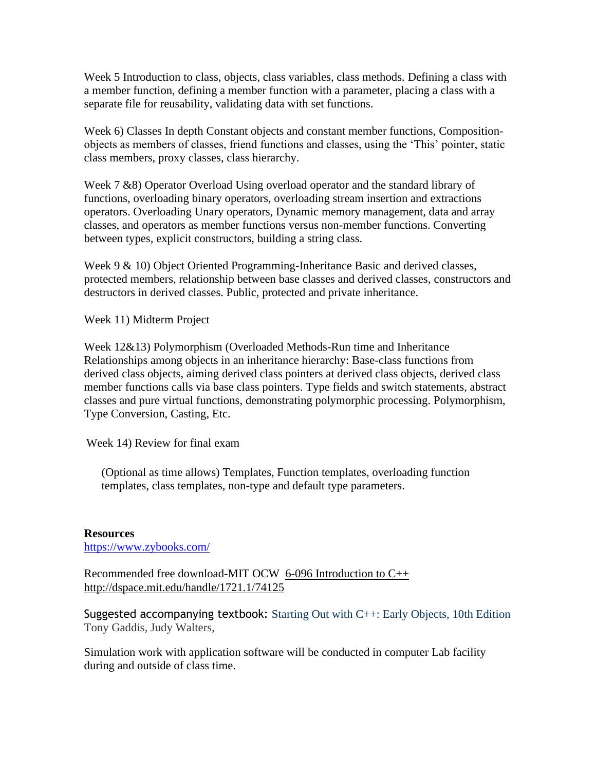Week 5 Introduction to class, objects, class variables, class methods. Defining a class with a member function, defining a member function with a parameter, placing a class with a separate file for reusability, validating data with set functions.

Week 6) Classes In depth Constant objects and constant member functions, Composition-objects as members of classes, friend functions and classes, using the 'This' pointer, static class members, proxy classes, class hierarchy.

Week 7 &8) Operator Overload Using overload operator and the standard library of functions, overloading binary operators, overloading stream insertion and extractions operators. Overloading Unary operators, Dynamic memory management, data and array classes, and operators as member functions versus non-member functions. Converting between types, explicit constructors, building a string class.

Week 9 & 10) Object Oriented Programming-Inheritance Basic and derived classes, protected members, relationship between base classes and derived classes, constructors and destructors in derived classes. Public, protected and private inheritance.

Week 11) Midterm Project

Week 12&13) Polymorphism (Overloaded Methods-Run time and Inheritance Relationships among objects in an inheritance hierarchy: Base-class functions from derived class objects, aiming derived class pointers at derived class objects, derived class member functions calls via base class pointers. Type fields and switch statements, abstract classes and pure virtual functions, demonstrating polymorphic processing. Polymorphism, Type Conversion, Casting, Etc.

Week 14) Review for final exam

(Optional as time allows) Templates, Function templates, overloading function templates, class templates, non-type and default type parameters.

**Resources**
https://www.zybooks.com/

Recommended free download-MIT OCW 6-096 Introduction to C++
http://dspace.mit.edu/handle/1721.1/74125

Suggested accompanying textbook: Starting Out with C++: Early Objects, 10th Edition
Tony Gaddis, Judy Walters,

Simulation work with application software will be conducted in computer Lab facility during and outside of class time.